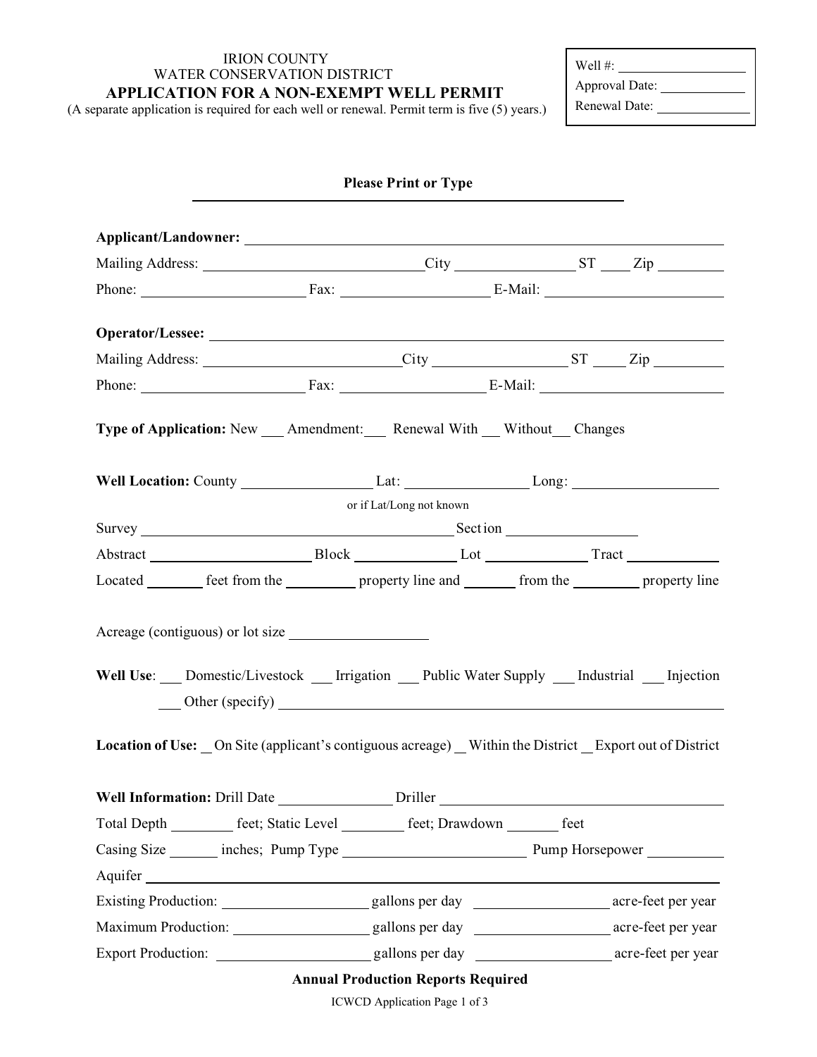IRION COUNTY
WATER CONSERVATION DISTRICT

# APPLICATION FOR A NON-EXEMPT WELL PERMIT

(A separate application is required for each well or renewal. Permit term is five (5) years.)

| Well #: ____________ |
|---|
| Approval Date: ____________ |
| Renewal Date: ____________ |

**Please Print or Type**

**Applicant/Landowner:** ________________________________________________

Mailing Address: ______________________ City ____________ ST ____ Zip ________

Phone: ________________ Fax: ________________ E-Mail: ____________________

**Operator/Lessee:** ________________________________________________

Mailing Address: ______________________ City ____________ ST ____ Zip ________

Phone: ________________ Fax: ________________ E-Mail: ____________________

**Type of Application:** New ___ Amendment:___ Renewal With ___ Without___ Changes

**Well Location:** County ______________ Lat: ______________ Long: ________________

or if Lat/Long not known

Survey __________________________________ Section ______________

Abstract ________________ Block ____________ Lot ____________ Tract __________

Located _______ feet from the ________ property line and ______ from the ________ property line

Acreage (contiguous) or lot size ______________

**Well Use**: ___ Domestic/Livestock ___ Irrigation ___ Public Water Supply ___ Industrial ___ Injection

___ Other (specify) ________________________________________________

**Location of Use:** _ On Site (applicant's contiguous acreage) _ Within the District _ Export out of District

**Well Information:** Drill Date ____________ Driller ________________________________

Total Depth _______ feet; Static Level _______ feet; Drawdown ______ feet

Casing Size ______ inches; Pump Type ____________________ Pump Horsepower ________

Aquifer ________________________________________________

Existing Production: ________________ gallons per day ________________ acre-feet per year

Maximum Production: ________________ gallons per day ________________ acre-feet per year

Export Production: ________________ gallons per day ________________ acre-feet per year

**Annual Production Reports Required**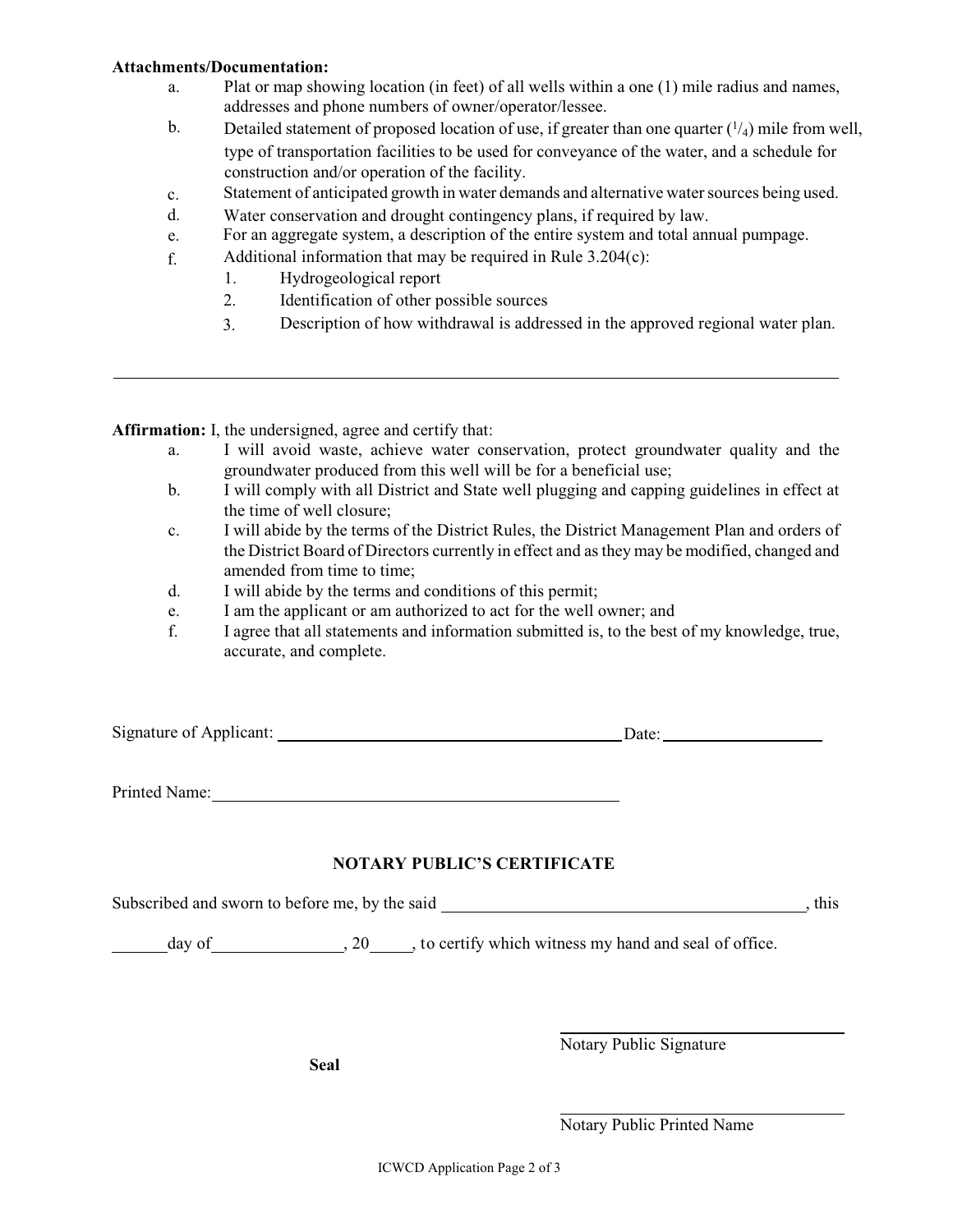**Attachments/Documentation:**

a. Plat or map showing location (in feet) of all wells within a one (1) mile radius and names, addresses and phone numbers of owner/operator/lessee.

b. Detailed statement of proposed location of use, if greater than one quarter ($^1/_4$) mile from well, type of transportation facilities to be used for conveyance of the water, and a schedule for construction and/or operation of the facility.

c. Statement of anticipated growth in water demands and alternative water sources being used.

d. Water conservation and drought contingency plans, if required by law.

e. For an aggregate system, a description of the entire system and total annual pumpage.

f. Additional information that may be required in Rule 3.204(c):
   1. Hydrogeological report
   2. Identification of other possible sources
   3. Description of how withdrawal is addressed in the approved regional water plan.

---

**Affirmation:** I, the undersigned, agree and certify that:

a. I will avoid waste, achieve water conservation, protect groundwater quality and the groundwater produced from this well will be for a beneficial use;

b. I will comply with all District and State well plugging and capping guidelines in effect at the time of well closure;

c. I will abide by the terms of the District Rules, the District Management Plan and orders of the District Board of Directors currently in effect and as they may be modified, changed and amended from time to time;

d. I will abide by the terms and conditions of this permit;

e. I am the applicant or am authorized to act for the well owner; and

f. I agree that all statements and information submitted is, to the best of my knowledge, true, accurate, and complete.

Signature of Applicant: ________________________________________ Date: ____________________

Printed Name: ________________________________________________

**NOTARY PUBLIC'S CERTIFICATE**

Subscribed and sworn to before me, by the said ____________________________________________, this

_______day of_______________, 20_____, to certify which witness my hand and seal of office.

**Seal**

___________________________________
Notary Public Signature

___________________________________
Notary Public Printed Name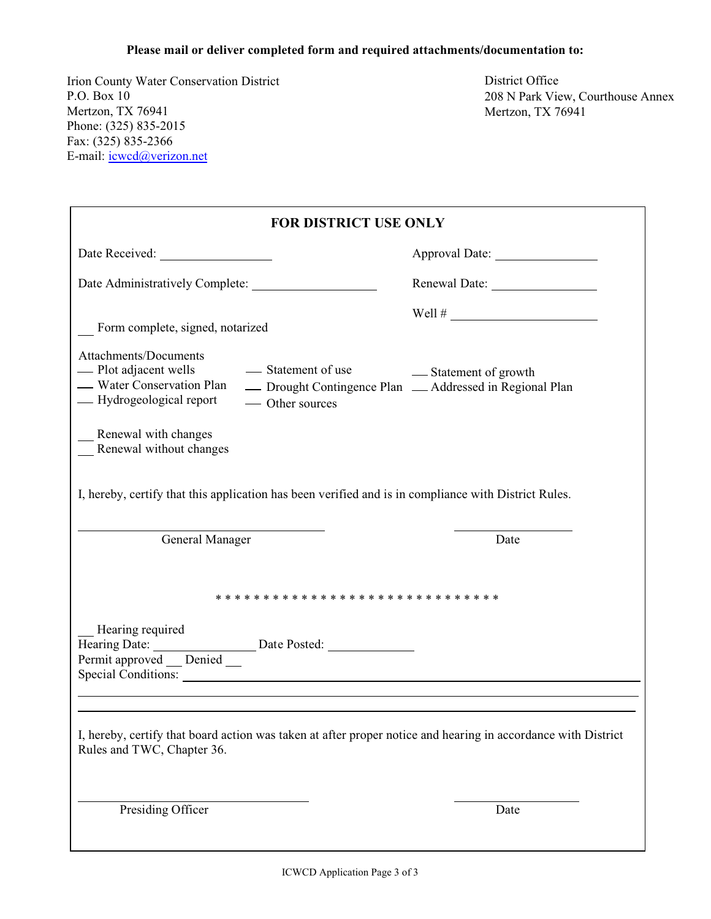**Please mail or deliver completed form and required attachments/documentation to:**

Irion County Water Conservation District
P.O. Box 10
Mertzon, TX 76941
Phone: (325) 835-2015
Fax: (325) 835-2366
E-mail: icwcd@verizon.net

District Office
208 N Park View, Courthouse Annex
Mertzon, TX 76941

## FOR DISTRICT USE ONLY

Date Received: ________________

Approval Date: ________________

Date Administratively Complete: ________________

Renewal Date: ________________

Well # ________________

__ Form complete, signed, notarized

Attachments/Documents

- __ Plot adjacent wells
- __ Water Conservation Plan
- __ Hydrogeological report
- __ Statement of use
- __ Drought Contingence Plan
- __ Other sources
- __ Statement of growth
- __ Addressed in Regional Plan

__ Renewal with changes
__ Renewal without changes

I, hereby, certify that this application has been verified and is in compliance with District Rules.

________________________ General Manager

________________ Date

* * * * * * * * * * * * * * * * * * * * * * * * * * * * * *

__ Hearing required
Hearing Date: ________________ Date Posted: ________________
Permit approved __ Denied __
Special Conditions: ________________________________________________

________________________________________________________________

________________________________________________________________

I, hereby, certify that board action was taken at after proper notice and hearing in accordance with District Rules and TWC, Chapter 36.

________________________ Presiding Officer

________________ Date